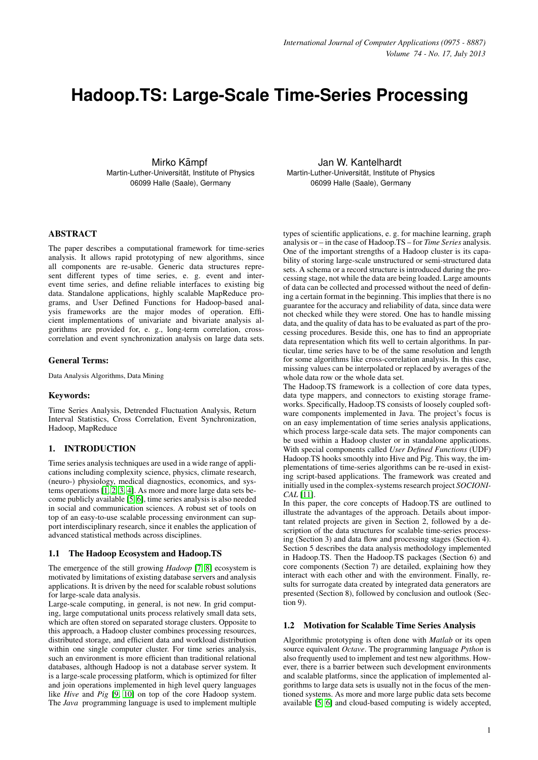# Hadoop.TS: Large-Scale Time-Series Processing

Mirko Kämpf
Martin-Luther-Universität, Institute of Physics
06099 Halle (Saale), Germany

Jan W. Kantelhardt
Martin-Luther-Universität, Institute of Physics
06099 Halle (Saale), Germany

## ABSTRACT

The paper describes a computational framework for time-series analysis. It allows rapid prototyping of new algorithms, since all components are re-usable. Generic data structures represent different types of time series, e. g. event and inter-event time series, and define reliable interfaces to existing big data. Standalone applications, highly scalable MapReduce programs, and User Defined Functions for Hadoop-based analysis frameworks are the major modes of operation. Efficient implementations of univariate and bivariate analysis algorithms are provided for, e. g., long-term correlation, cross-correlation and event synchronization analysis on large data sets.

### General Terms:

Data Analysis Algorithms, Data Mining

### Keywords:

Time Series Analysis, Detrended Fluctuation Analysis, Return Interval Statistics, Cross Correlation, Event Synchronization, Hadoop, MapReduce

## 1. INTRODUCTION

Time series analysis techniques are used in a wide range of applications including complexity science, physics, climate research, (neuro-) physiology, medical diagnostics, economics, and systems operations [1, 2, 3, 4]. As more and more large data sets become publicly available [5, 6], time series analysis is also needed in social and communication sciences. A robust set of tools on top of an easy-to-use scalable processing environment can support interdisciplinary research, since it enables the application of advanced statistical methods across disciplines.

### 1.1 The Hadoop Ecosystem and Hadoop.TS

The emergence of the still growing *Hadoop* [7, 8] ecosystem is motivated by limitations of existing database servers and analysis applications. It is driven by the need for scalable robust solutions for large-scale data analysis.

Large-scale computing, in general, is not new. In grid computing, large computational units process relatively small data sets, which are often stored on separated storage clusters. Opposite to this approach, a Hadoop cluster combines processing resources, distributed storage, and efficient data and workload distribution within one single computer cluster. For time series analysis, such an environment is more efficient than traditional relational databases, although Hadoop is not a database server system. It is a large-scale processing platform, which is optimized for filter and join operations implemented in high level query languages like *Hive* and *Pig* [9, 10] on top of the core Hadoop system. The *Java* programming language is used to implement multiple types of scientific applications, e. g. for machine learning, graph analysis or – in the case of Hadoop.TS – for *Time Series* analysis. One of the important strengths of a Hadoop cluster is its capability of storing large-scale unstructured or semi-structured data sets. A schema or a record structure is introduced during the processing stage, not while the data are being loaded. Large amounts of data can be collected and processed without the need of defining a certain format in the beginning. This implies that there is no guarantee for the accuracy and reliability of data, since data were not checked while they were stored. One has to handle missing data, and the quality of data has to be evaluated as part of the processing procedures. Beside this, one has to find an appropriate data representation which fits well to certain algorithms. In particular, time series have to be of the same resolution and length for some algorithms like cross-correlation analysis. In this case, missing values can be interpolated or replaced by averages of the whole data row or the whole data set.

The Hadoop.TS framework is a collection of core data types, data type mappers, and connectors to existing storage frameworks. Specifically, Hadoop.TS consists of loosely coupled software components implemented in Java. The project's focus is on an easy implementation of time series analysis applications, which process large-scale data sets. The major components can be used within a Hadoop cluster or in standalone applications. With special components called *User Defined Functions* (UDF) Hadoop.TS hooks smoothly into Hive and Pig. This way, the implementations of time-series algorithms can be re-used in existing script-based applications. The framework was created and initially used in the complex-systems research project *SOCIONICAL* [11].

In this paper, the core concepts of Hadoop.TS are outlined to illustrate the advantages of the approach. Details about important related projects are given in Section 2, followed by a description of the data structures for scalable time-series processing (Section 3) and data flow and processing stages (Section 4). Section 5 describes the data analysis methodology implemented in Hadoop.TS. Then the Hadoop.TS packages (Section 6) and core components (Section 7) are detailed, explaining how they interact with each other and with the environment. Finally, results for surrogate data created by integrated data generators are presented (Section 8), followed by conclusion and outlook (Section 9).

### 1.2 Motivation for Scalable Time Series Analysis

Algorithmic prototyping is often done with *Matlab* or its open source equivalent *Octave*. The programming language *Python* is also frequently used to implement and test new algorithms. However, there is a barrier between such development environments and scalable platforms, since the application of implemented algorithms to large data sets is usually not in the focus of the mentioned systems. As more and more large public data sets become available [5, 6] and cloud-based computing is widely accepted,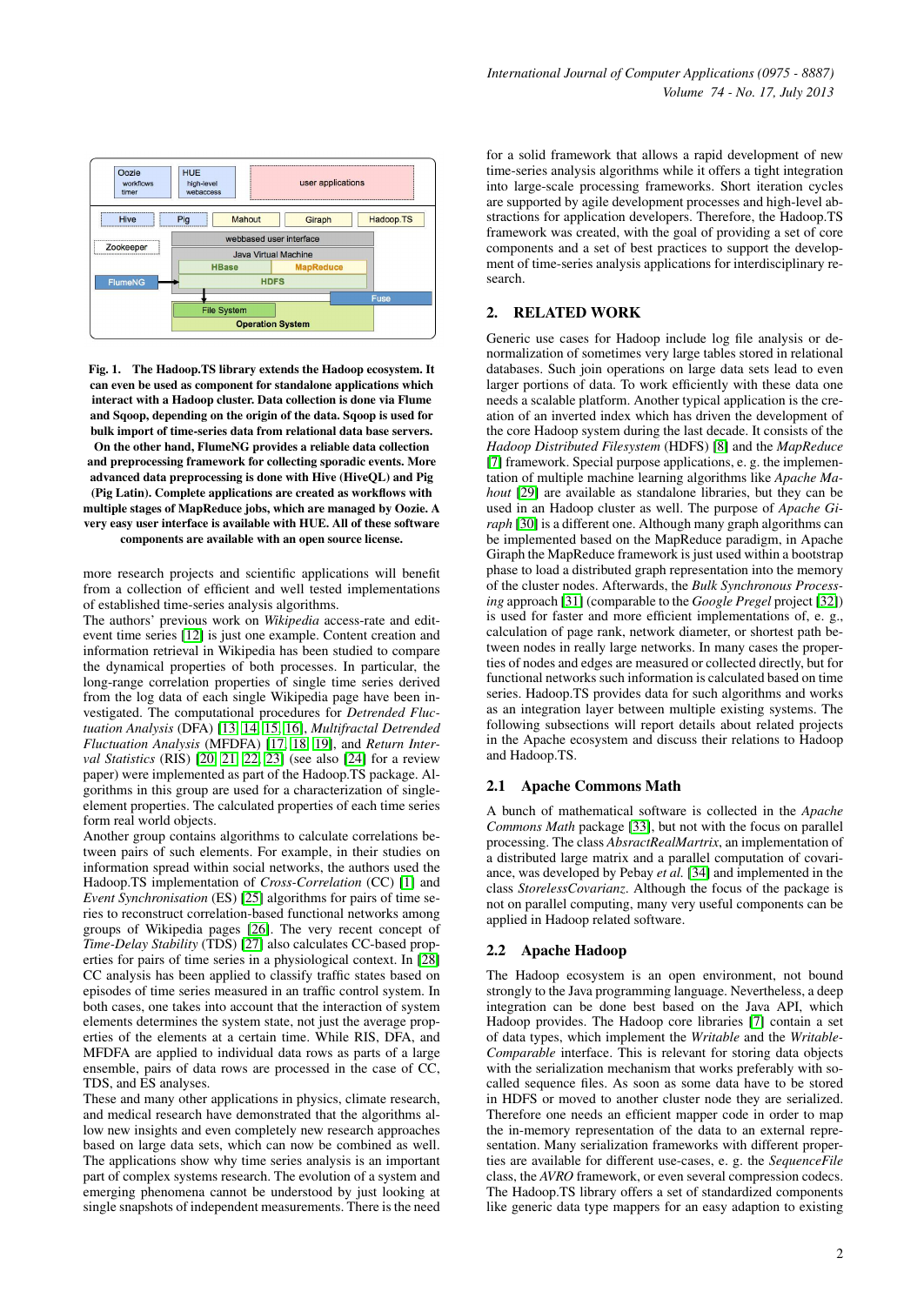Fig. 1. **The Hadoop.TS library extends the Hadoop ecosystem. It can even be used as component for standalone applications which interact with a Hadoop cluster. Data collection is done via Flume and Sqoop, depending on the origin of the data. Sqoop is used for bulk import of time-series data from relational data base servers. On the other hand, FlumeNG provides a reliable data collection and preprocessing framework for collecting sporadic events. More advanced data preprocessing is done with Hive (HiveQL) and Pig (Pig Latin). Complete applications are created as workflows with multiple stages of MapReduce jobs, which are managed by Oozie. A very easy user interface is available with HUE. All of these software components are available with an open source license.**

more research projects and scientific applications will benefit from a collection of efficient and well tested implementations of established time-series analysis algorithms.

The authors' previous work on *Wikipedia* access-rate and edit-event time series [12] is just one example. Content creation and information retrieval in Wikipedia has been studied to compare the dynamical properties of both processes. In particular, the long-range correlation properties of single time series derived from the log data of each single Wikipedia page have been investigated. The computational procedures for *Detrended Fluctuation Analysis* (DFA) [13, 14, 15, 16], *Multifractal Detrended Fluctuation Analysis* (MFDFA) [17, 18, 19], and *Return Interval Statistics* (RIS) [20, 21, 22, 23] (see also [24] for a review paper) were implemented as part of the Hadoop.TS package. Algorithms in this group are used for a characterization of single-element properties. The calculated properties of each time series form real world objects.

Another group contains algorithms to calculate correlations between pairs of such elements. For example, in their studies on information spread within social networks, the authors used the Hadoop.TS implementation of *Cross-Correlation* (CC) [1] and *Event Synchronisation* (ES) [25] algorithms for pairs of time series to reconstruct correlation-based functional networks among groups of Wikipedia pages [26]. The very recent concept of *Time-Delay Stability* (TDS) [27] also calculates CC-based properties for pairs of time series in a physiological context. In [28] CC analysis has been applied to classify traffic states based on episodes of time series measured in an traffic control system. In both cases, one takes into account that the interaction of system elements determines the system state, not just the average properties of the elements at a certain time. While RIS, DFA, and MFDFA are applied to individual data rows as parts of a large ensemble, pairs of data rows are processed in the case of CC, TDS, and ES analyses.

These and many other applications in physics, climate research, and medical research have demonstrated that the algorithms allow new insights and even completely new research approaches based on large data sets, which can now be combined as well. The applications show why time series analysis is an important part of complex systems research. The evolution of a system and emerging phenomena cannot be understood by just looking at single snapshots of independent measurements. There is the need for a solid framework that allows a rapid development of new time-series analysis algorithms while it offers a tight integration into large-scale processing frameworks. Short iteration cycles are supported by agile development processes and high-level abstractions for application developers. Therefore, the Hadoop.TS framework was created, with the goal of providing a set of core components and a set of best practices to support the development of time-series analysis applications for interdisciplinary research.

## 2. RELATED WORK

Generic use cases for Hadoop include log file analysis or denormalization of sometimes very large tables stored in relational databases. Such join operations on large data sets lead to even larger portions of data. To work efficiently with these data one needs a scalable platform. Another typical application is the creation of an inverted index which has driven the development of the core Hadoop system during the last decade. It consists of the *Hadoop Distributed Filesystem* (HDFS) [8] and the *MapReduce* [7] framework. Special purpose applications, e. g. the implementation of multiple machine learning algorithms like *Apache Mahout* [29] are available as standalone libraries, but they can be used in an Hadoop cluster as well. The purpose of *Apache Giraph* [30] is a different one. Although many graph algorithms can be implemented based on the MapReduce paradigm, in Apache Giraph the MapReduce framework is just used within a bootstrap phase to load a distributed graph representation into the memory of the cluster nodes. Afterwards, the *Bulk Synchronous Processing* approach [31] (comparable to the *Google Pregel* project [32]) is used for faster and more efficient implementations of, e. g., calculation of page rank, network diameter, or shortest path between nodes in really large networks. In many cases the properties of nodes and edges are measured or collected directly, but for functional networks such information is calculated based on time series. Hadoop.TS provides data for such algorithms and works as an integration layer between multiple existing systems. The following subsections will report details about related projects in the Apache ecosystem and discuss their relations to Hadoop and Hadoop.TS.

### 2.1 Apache Commons Math

A bunch of mathematical software is collected in the *Apache Commons Math* package [33], but not with the focus on parallel processing. The class *AbsractRealMartrix*, an implementation of a distributed large matrix and a parallel computation of covariance, was developed by Pebay *et al.* [34] and implemented in the class *StorelessCovarianz*. Although the focus of the package is not on parallel computing, many very useful components can be applied in Hadoop related software.

### 2.2 Apache Hadoop

The Hadoop ecosystem is an open environment, not bound strongly to the Java programming language. Nevertheless, a deep integration can be done best based on the Java API, which Hadoop provides. The Hadoop core libraries [7] contain a set of data types, which implement the *Writable* and the *Writable-Comparable* interface. This is relevant for storing data objects with the serialization mechanism that works preferably with so-called sequence files. As soon as some data have to be stored in HDFS or moved to another cluster node they are serialized. Therefore one needs an efficient mapper code in order to map the in-memory representation of the data to an external representation. Many serialization frameworks with different properties are available for different use-cases, e. g. the *SequenceFile* class, the *AVRO* framework, or even several compression codecs. The Hadoop.TS library offers a set of standardized components like generic data type mappers for an easy adaption to existing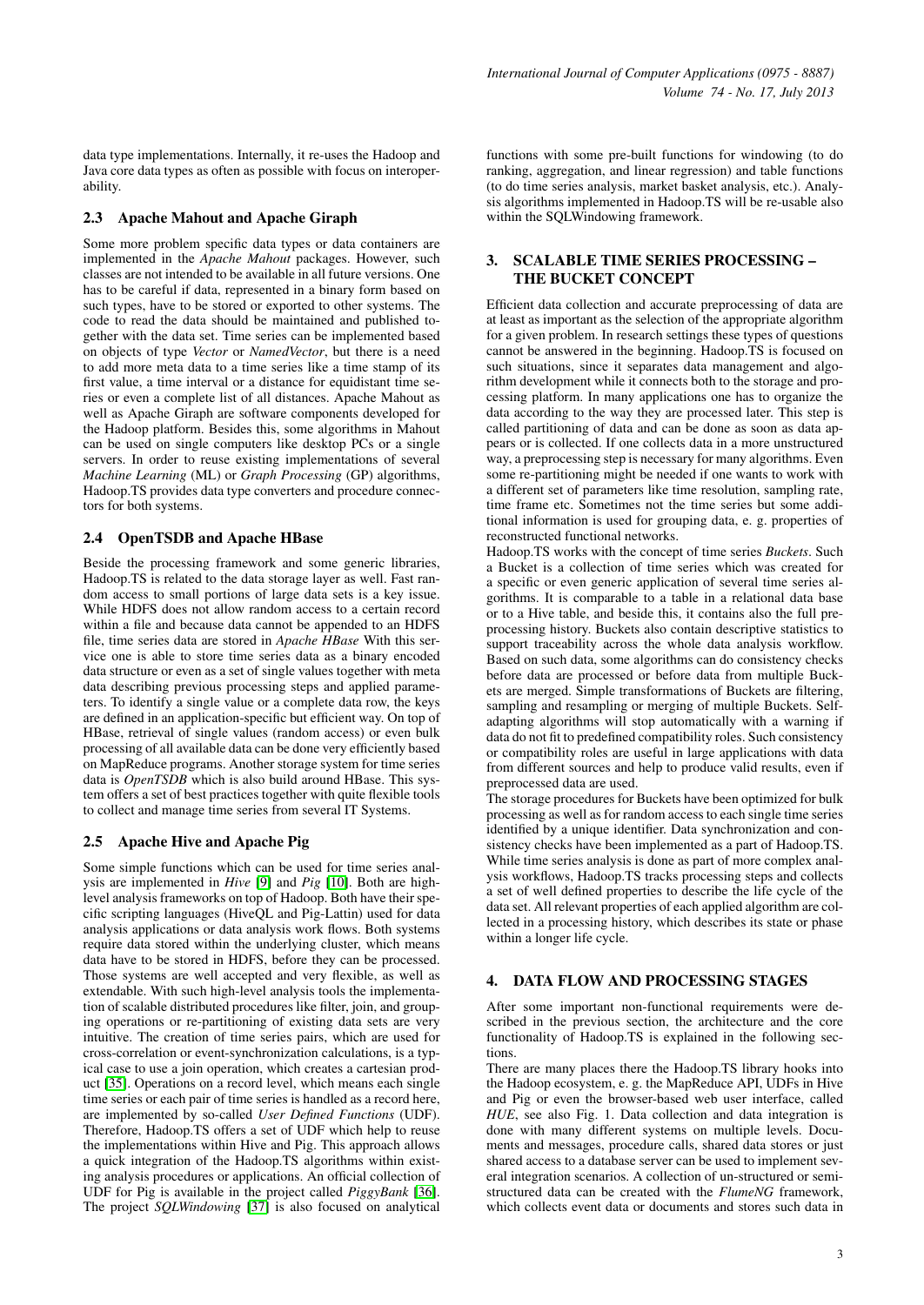data type implementations. Internally, it re-uses the Hadoop and Java core data types as often as possible with focus on interoperability.

### 2.3 Apache Mahout and Apache Giraph

Some more problem specific data types or data containers are implemented in the *Apache Mahout* packages. However, such classes are not intended to be available in all future versions. One has to be careful if data, represented in a binary form based on such types, have to be stored or exported to other systems. The code to read the data should be maintained and published together with the data set. Time series can be implemented based on objects of type *Vector* or *NamedVector*, but there is a need to add more meta data to a time series like a time stamp of its first value, a time interval or a distance for equidistant time series or even a complete list of all distances. Apache Mahout as well as Apache Giraph are software components developed for the Hadoop platform. Besides this, some algorithms in Mahout can be used on single computers like desktop PCs or a single servers. In order to reuse existing implementations of several *Machine Learning* (ML) or *Graph Processing* (GP) algorithms, Hadoop.TS provides data type converters and procedure connectors for both systems.

### 2.4 OpenTSDB and Apache HBase

Beside the processing framework and some generic libraries, Hadoop.TS is related to the data storage layer as well. Fast random access to small portions of large data sets is a key issue. While HDFS does not allow random access to a certain record within a file and because data cannot be appended to an HDFS file, time series data are stored in *Apache HBase* With this service one is able to store time series data as a binary encoded data structure or even as a set of single values together with meta data describing previous processing steps and applied parameters. To identify a single value or a complete data row, the keys are defined in an application-specific but efficient way. On top of HBase, retrieval of single values (random access) or even bulk processing of all available data can be done very efficiently based on MapReduce programs. Another storage system for time series data is *OpenTSDB* which is also build around HBase. This system offers a set of best practices together with quite flexible tools to collect and manage time series from several IT Systems.

### 2.5 Apache Hive and Apache Pig

Some simple functions which can be used for time series analysis are implemented in *Hive* [9] and *Pig* [10]. Both are high-level analysis frameworks on top of Hadoop. Both have their specific scripting languages (HiveQL and Pig-Lattin) used for data analysis applications or data analysis work flows. Both systems require data stored within the underlying cluster, which means data have to be stored in HDFS, before they can be processed. Those systems are well accepted and very flexible, as well as extendable. With such high-level analysis tools the implementation of scalable distributed procedures like filter, join, and grouping operations or re-partitioning of existing data sets are very intuitive. The creation of time series pairs, which are used for cross-correlation or event-synchronization calculations, is a typical case to use a join operation, which creates a cartesian product [35]. Operations on a record level, which means each single time series or each pair of time series is handled as a record here, are implemented by so-called *User Defined Functions* (UDF). Therefore, Hadoop.TS offers a set of UDF which help to reuse the implementations within Hive and Pig. This approach allows a quick integration of the Hadoop.TS algorithms within existing analysis procedures or applications. An official collection of UDF for Pig is available in the project called *PiggyBank* [36]. The project *SQLWindowing* [37] is also focused on analytical functions with some pre-built functions for windowing (to do ranking, aggregation, and linear regression) and table functions (to do time series analysis, market basket analysis, etc.). Analysis algorithms implemented in Hadoop.TS will be re-usable also within the SQLWindowing framework.

## 3. SCALABLE TIME SERIES PROCESSING – THE BUCKET CONCEPT

Efficient data collection and accurate preprocessing of data are at least as important as the selection of the appropriate algorithm for a given problem. In research settings these types of questions cannot be answered in the beginning. Hadoop.TS is focused on such situations, since it separates data management and algorithm development while it connects both to the storage and processing platform. In many applications one has to organize the data according to the way they are processed later. This step is called partitioning of data and can be done as soon as data appears or is collected. If one collects data in a more unstructured way, a preprocessing step is necessary for many algorithms. Even some re-partitioning might be needed if one wants to work with a different set of parameters like time resolution, sampling rate, time frame etc. Sometimes not the time series but some additional information is used for grouping data, e. g. properties of reconstructed functional networks.

Hadoop.TS works with the concept of time series *Buckets*. Such a Bucket is a collection of time series which was created for a specific or even generic application of several time series algorithms. It is comparable to a table in a relational data base or to a Hive table, and beside this, it contains also the full preprocessing history. Buckets also contain descriptive statistics to support traceability across the whole data analysis workflow. Based on such data, some algorithms can do consistency checks before data are processed or before data from multiple Buckets are merged. Simple transformations of Buckets are filtering, sampling and resampling or merging of multiple Buckets. Self-adapting algorithms will stop automatically with a warning if data do not fit to predefined compatibility roles. Such consistency or compatibility roles are useful in large applications with data from different sources and help to produce valid results, even if preprocessed data are used.

The storage procedures for Buckets have been optimized for bulk processing as well as for random access to each single time series identified by a unique identifier. Data synchronization and consistency checks have been implemented as a part of Hadoop.TS. While time series analysis is done as part of more complex analysis workflows, Hadoop.TS tracks processing steps and collects a set of well defined properties to describe the life cycle of the data set. All relevant properties of each applied algorithm are collected in a processing history, which describes its state or phase within a longer life cycle.

## 4. DATA FLOW AND PROCESSING STAGES

After some important non-functional requirements were described in the previous section, the architecture and the core functionality of Hadoop.TS is explained in the following sections.

There are many places there the Hadoop.TS library hooks into the Hadoop ecosystem, e. g. the MapReduce API, UDFs in Hive and Pig or even the browser-based web user interface, called *HUE*, see also Fig. 1. Data collection and data integration is done with many different systems on multiple levels. Documents and messages, procedure calls, shared data stores or just shared access to a database server can be used to implement several integration scenarios. A collection of un-structured or semi-structured data can be created with the *FlumeNG* framework, which collects event data or documents and stores such data in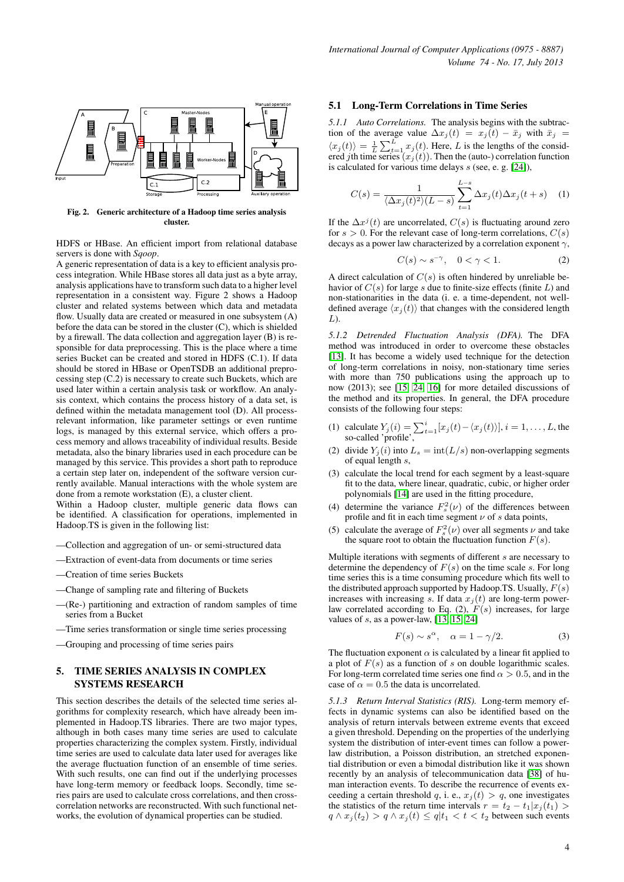Fig. 2. Generic architecture of a Hadoop time series analysis cluster.

HDFS or HBase. An efficient import from relational database servers is done with *Sqoop*.

A generic representation of data is a key to efficient analysis process integration. While HBase stores all data just as a byte array, analysis applications have to transform such data to a higher level representation in a consistent way. Figure 2 shows a Hadoop cluster and related systems between which data and metadata flow. Usually data are created or measured in one subsystem (A) before the data can be stored in the cluster (C), which is shielded by a firewall. The data collection and aggregation layer (B) is responsible for data preprocessing. This is the place where a time series Bucket can be created and stored in HDFS (C.1). If data should be stored in HBase or OpenTSDB an additional preprocessing step (C.2) is necessary to create such Buckets, which are used later within a certain analysis task or workflow. An analysis context, which contains the process history of a data set, is defined within the metadata management tool (D). All process-relevant information, like parameter settings or even runtime logs, is managed by this external service, which offers a process memory and allows traceability of individual results. Beside metadata, also the binary libraries used in each procedure can be managed by this service. This provides a short path to reproduce a certain step later on, independent of the software version currently available. Manual interactions with the whole system are done from a remote workstation (E), a cluster client.

Within a Hadoop cluster, multiple generic data flows can be identified. A classification for operations, implemented in Hadoop.TS is given in the following list:

—Collection and aggregation of un- or semi-structured data

—Extraction of event-data from documents or time series

—Creation of time series Buckets

—Change of sampling rate and filtering of Buckets

—(Re-) partitioning and extraction of random samples of time series from a Bucket

—Time series transformation or single time series processing

—Grouping and processing of time series pairs

## 5. TIME SERIES ANALYSIS IN COMPLEX SYSTEMS RESEARCH

This section describes the details of the selected time series algorithms for complexity research, which have already been implemented in Hadoop.TS libraries. There are two major types, although in both cases many time series are used to calculate properties characterizing the complex system. Firstly, individual time series are used to calculate data later used for averages like the average fluctuation function of an ensemble of time series. With such results, one can find out if the underlying processes have long-term memory or feedback loops. Secondly, time series pairs are used to calculate cross correlations, and then cross-correlation networks are reconstructed. With such functional networks, the evolution of dynamical properties can be studied.

### 5.1 Long-Term Correlations in Time Series

*5.1.1 Auto Correlations.* The analysis begins with the subtraction of the average value $\Delta x_j(t) = x_j(t) - \bar{x}_j$ with $\bar{x}_j = \langle x_j(t) \rangle = \frac{1}{L}\sum_{t=1}^{L} x_j(t)$. Here, $L$ is the lengths of the considered $j$th time series $(x_j(t))$. Then the (auto-) correlation function is calculated for various time delays $s$ (see, e. g. [24]),

$$C(s) = \frac{1}{\langle \Delta x_j(t)^2 \rangle (L-s)} \sum_{t=1}^{L-s} \Delta x_j(t) \Delta x_j(t+s) \quad (1)$$

If the $\Delta x^j(t)$ are uncorrelated, $C(s)$ is fluctuating around zero for $s > 0$. For the relevant case of long-term correlations, $C(s)$ decays as a power law characterized by a correlation exponent $\gamma$,

$$C(s) \sim s^{-\gamma}, \quad 0 < \gamma < 1. \quad (2)$$

A direct calculation of $C(s)$ is often hindered by unreliable behavior of $C(s)$ for large $s$ due to finite-size effects (finite $L$) and non-stationarities in the data (i. e. a time-dependent, not well-defined average $\langle x_j(t) \rangle$ that changes with the considered length $L$).

*5.1.2 Detrended Fluctuation Analysis (DFA).* The DFA method was introduced in order to overcome these obstacles [13]. It has become a widely used technique for the detection of long-term correlations in noisy, non-stationary time series with more than 750 publications using the approach up to now (2013); see [15, 24, 16] for more detailed discussions of the method and its properties. In general, the DFA procedure consists of the following four steps:

(1) calculate $Y_j(i) = \sum_{t=1}^{i}[x_j(t) - \langle x_j(t) \rangle]$, $i = 1, \ldots, L$, the so-called 'profile',

(2) divide $Y_j(i)$ into $L_s = \mathrm{int}(L/s)$ non-overlapping segments of equal length $s$,

(3) calculate the local trend for each segment by a least-square fit to the data, where linear, quadratic, cubic, or higher order polynomials [14] are used in the fitting procedure,

(4) determine the variance $F_s^2(\nu)$ of the differences between profile and fit in each time segment $\nu$ of $s$ data points,

(5) calculate the average of $F_s^2(\nu)$ over all segments $\nu$ and take the square root to obtain the fluctuation function $F(s)$.

Multiple iterations with segments of different $s$ are necessary to determine the dependency of $F(s)$ on the time scale $s$. For long time series this is a time consuming procedure which fits well to the distributed approach supported by Hadoop.TS. Usually, $F(s)$ increases with increasing $s$. If data $x_j(t)$ are long-term power-law correlated according to Eq. (2), $F(s)$ increases, for large values of $s$, as a power-law, [13, 15, 24]

$$F(s) \sim s^{\alpha}, \quad \alpha = 1 - \gamma/2. \quad (3)$$

The fluctuation exponent $\alpha$ is calculated by a linear fit applied to a plot of $F(s)$ as a function of $s$ on double logarithmic scales. For long-term correlated time series one find $\alpha > 0.5$, and in the case of $\alpha = 0.5$ the data is uncorrelated.

*5.1.3 Return Interval Statistics (RIS).* Long-term memory effects in dynamic systems can also be identified based on the analysis of return intervals between extreme events that exceed a given threshold. Depending on the properties of the underlying system the distribution of inter-event times can follow a power-law distribution, a Poisson distribution, an stretched exponential distribution or even a bimodal distribution like it was shown recently by an analysis of telecommunication data [38] of human interaction events. To describe the recurrence of events exceeding a certain threshold $q$, i. e., $x_j(t) > q$, one investigates the statistics of the return time intervals $r = t_2 - t_1 | x_j(t_1) > q \wedge x_j(t_2) > q \wedge x_j(t) \leq q | t_1 < t < t_2$ between such events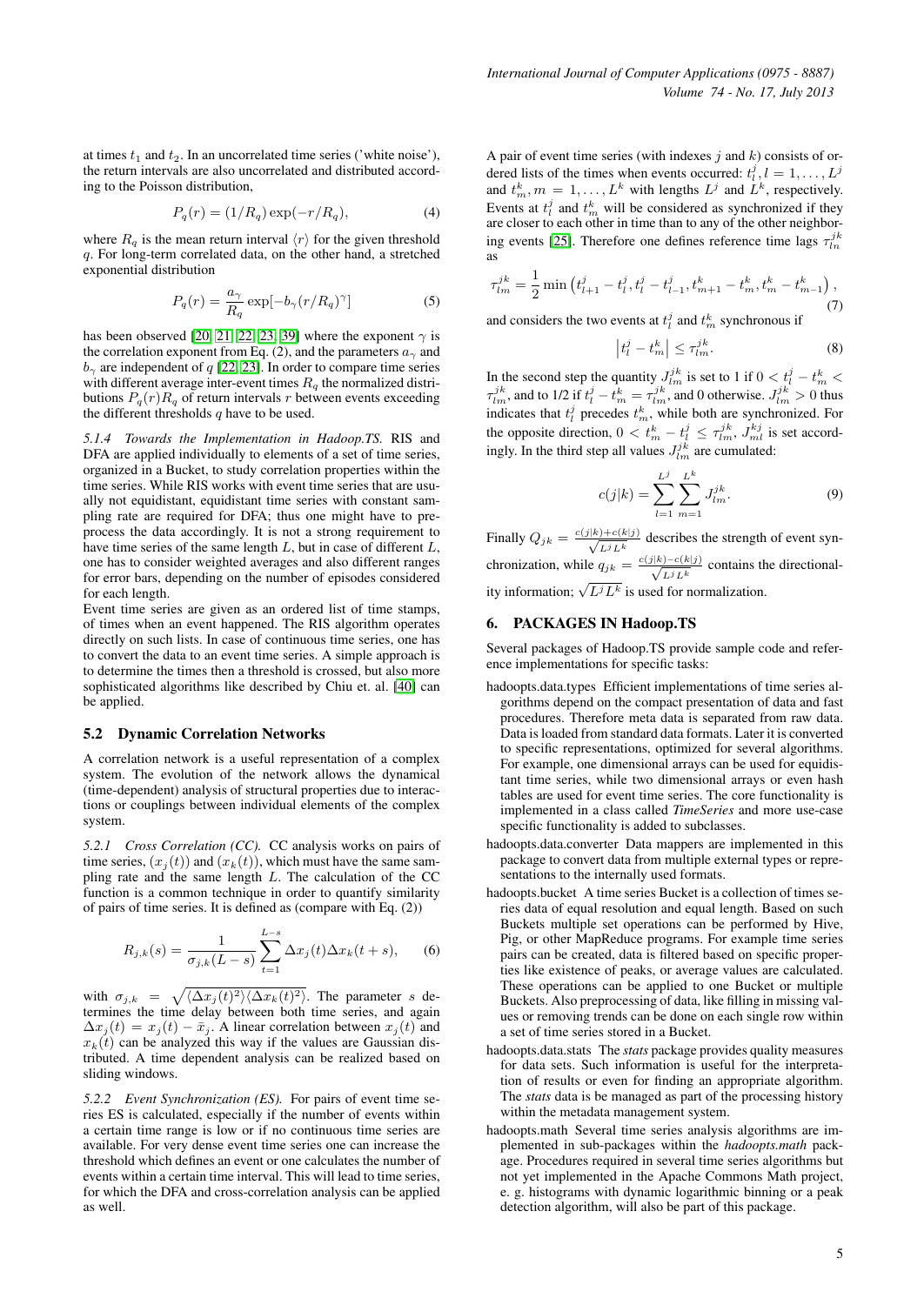at times $t_1$ and $t_2$. In an uncorrelated time series ('white noise'), the return intervals are also uncorrelated and distributed according to the Poisson distribution,

$$P_q(r) = (1/R_q)\exp(-r/R_q), \tag{4}$$

where $R_q$ is the mean return interval $\langle r \rangle$ for the given threshold $q$. For long-term correlated data, on the other hand, a stretched exponential distribution

$$P_q(r) = \frac{a_\gamma}{R_q}\exp[-b_\gamma(r/R_q)^\gamma] \tag{5}$$

has been observed [20, 21, 22, 23, 39] where the exponent $\gamma$ is the correlation exponent from Eq. (2), and the parameters $a_\gamma$ and $b_\gamma$ are independent of $q$ [22, 23]. In order to compare time series with different average inter-event times $R_q$ the normalized distributions $P_q(r)R_q$ of return intervals $r$ between events exceeding the different thresholds $q$ have to be used.

*5.1.4 Towards the Implementation in Hadoop.TS.* RIS and DFA are applied individually to elements of a set of time series, organized in a Bucket, to study correlation properties within the time series. While RIS works with event time series that are usually not equidistant, equidistant time series with constant sampling rate are required for DFA; thus one might have to preprocess the data accordingly. It is not a strong requirement to have time series of the same length $L$, but in case of different $L$, one has to consider weighted averages and also different ranges for error bars, depending on the number of episodes considered for each length.

Event time series are given as an ordered list of time stamps, of times when an event happened. The RIS algorithm operates directly on such lists. In case of continuous time series, one has to convert the data to an event time series. A simple approach is to determine the times then a threshold is crossed, but also more sophisticated algorithms like described by Chiu et. al. [40] can be applied.

### 5.2 Dynamic Correlation Networks

A correlation network is a useful representation of a complex system. The evolution of the network allows the dynamical (time-dependent) analysis of structural properties due to interactions or couplings between individual elements of the complex system.

*5.2.1 Cross Correlation (CC).* CC analysis works on pairs of time series, $(x_j(t))$ and $(x_k(t))$, which must have the same sampling rate and the same length $L$. The calculation of the CC function is a common technique in order to quantify similarity of pairs of time series. It is defined as (compare with Eq. (2))

$$R_{j,k}(s) = \frac{1}{\sigma_{j,k}(L-s)}\sum_{t=1}^{L-s}\Delta x_j(t)\Delta x_k(t+s), \tag{6}$$

with $\sigma_{j,k} = \sqrt{\langle \Delta x_j(t)^2\rangle\langle \Delta x_k(t)^2\rangle}$. The parameter $s$ determines the time delay between both time series, and again $\Delta x_j(t) = x_j(t) - \bar{x}_j$. A linear correlation between $x_j(t)$ and $x_k(t)$ can be analyzed this way if the values are Gaussian distributed. A time dependent analysis can be realized based on sliding windows.

*5.2.2 Event Synchronization (ES).* For pairs of event time series ES is calculated, especially if the number of events within a certain time range is low or if no continuous time series are available. For very dense event time series one can increase the threshold which defines an event or one calculates the number of events within a certain time interval. This will lead to time series, for which the DFA and cross-correlation analysis can be applied as well.

A pair of event time series (with indexes $j$ and $k$) consists of ordered lists of the times when events occurred: $t_l^j, l = 1, \ldots, L^j$ and $t_m^k, m = 1, \ldots, L^k$ with lengths $L^j$ and $L^k$, respectively. Events at $t_l^j$ and $t_m^k$ will be considered as synchronized if they are closer to each other in time than to any of the other neighboring events [25]. Therefore one defines reference time lags $\tau_{ln}^{jk}$ as

$$\tau_{lm}^{jk} = \frac{1}{2}\min\left(t_{l+1}^j - t_l^j, t_l^j - t_{l-1}^j, t_{m+1}^k - t_m^k, t_m^k - t_{m-1}^k\right), \tag{7}$$

and considers the two events at $t_l^j$ and $t_m^k$ synchronous if

$$\left|t_l^j - t_m^k\right| \le \tau_{lm}^{jk}. \tag{8}$$

In the second step the quantity $J_{lm}^{jk}$ is set to 1 if $0 < t_l^j - t_m^k < \tau_{lm}^{jk}$, and to 1/2 if $t_l^j - t_m^k = \tau_{lm}^{jk}$, and 0 otherwise. $J_{lm}^{jk} > 0$ thus indicates that $t_l^j$ precedes $t_m^k$, while both are synchronized. For the opposite direction, $0 < t_m^k - t_l^j \le \tau_{lm}^{jk}$, $J_{ml}^{kj}$ is set accordingly. In the third step all values $J_{lm}^{jk}$ are cumulated:

$$c(j|k) = \sum_{l=1}^{L^j}\sum_{m=1}^{L^k} J_{lm}^{jk}. \tag{9}$$

Finally $Q_{jk} = \frac{c(j|k)+c(k|j)}{\sqrt{L^jL^k}}$ describes the strength of event synchronization, while $q_{jk} = \frac{c(j|k)-c(k|j)}{\sqrt{L^jL^k}}$ contains the directionality information; $\sqrt{L^jL^k}$ is used for normalization.

## 6. PACKAGES IN Hadoop.TS

Several packages of Hadoop.TS provide sample code and reference implementations for specific tasks:

- hadoopts.data.types Efficient implementations of time series algorithms depend on the compact presentation of data and fast procedures. Therefore meta data is separated from raw data. Data is loaded from standard data formats. Later it is converted to specific representations, optimized for several algorithms. For example, one dimensional arrays can be used for equidistant time series, while two dimensional arrays or even hash tables are used for event time series. The core functionality is implemented in a class called *TimeSeries* and more use-case specific functionality is added to subclasses.
- hadoopts.data.converter Data mappers are implemented in this package to convert data from multiple external types or representations to the internally used formats.
- hadoopts.bucket A time series Bucket is a collection of times series data of equal resolution and equal length. Based on such Buckets multiple set operations can be performed by Hive, Pig, or other MapReduce programs. For example time series pairs can be created, data is filtered based on specific properties like existence of peaks, or average values are calculated. These operations can be applied to one Bucket or multiple Buckets. Also preprocessing of data, like filling in missing values or removing trends can be done on each single row within a set of time series stored in a Bucket.
- hadoopts.data.stats The *stats* package provides quality measures for data sets. Such information is useful for the interpretation of results or even for finding an appropriate algorithm. The *stats* data is be managed as part of the processing history within the metadata management system.
- hadoopts.math Several time series analysis algorithms are implemented in sub-packages within the *hadoopts.math* package. Procedures required in several time series algorithms but not yet implemented in the Apache Commons Math project, e. g. histograms with dynamic logarithmic binning or a peak detection algorithm, will also be part of this package.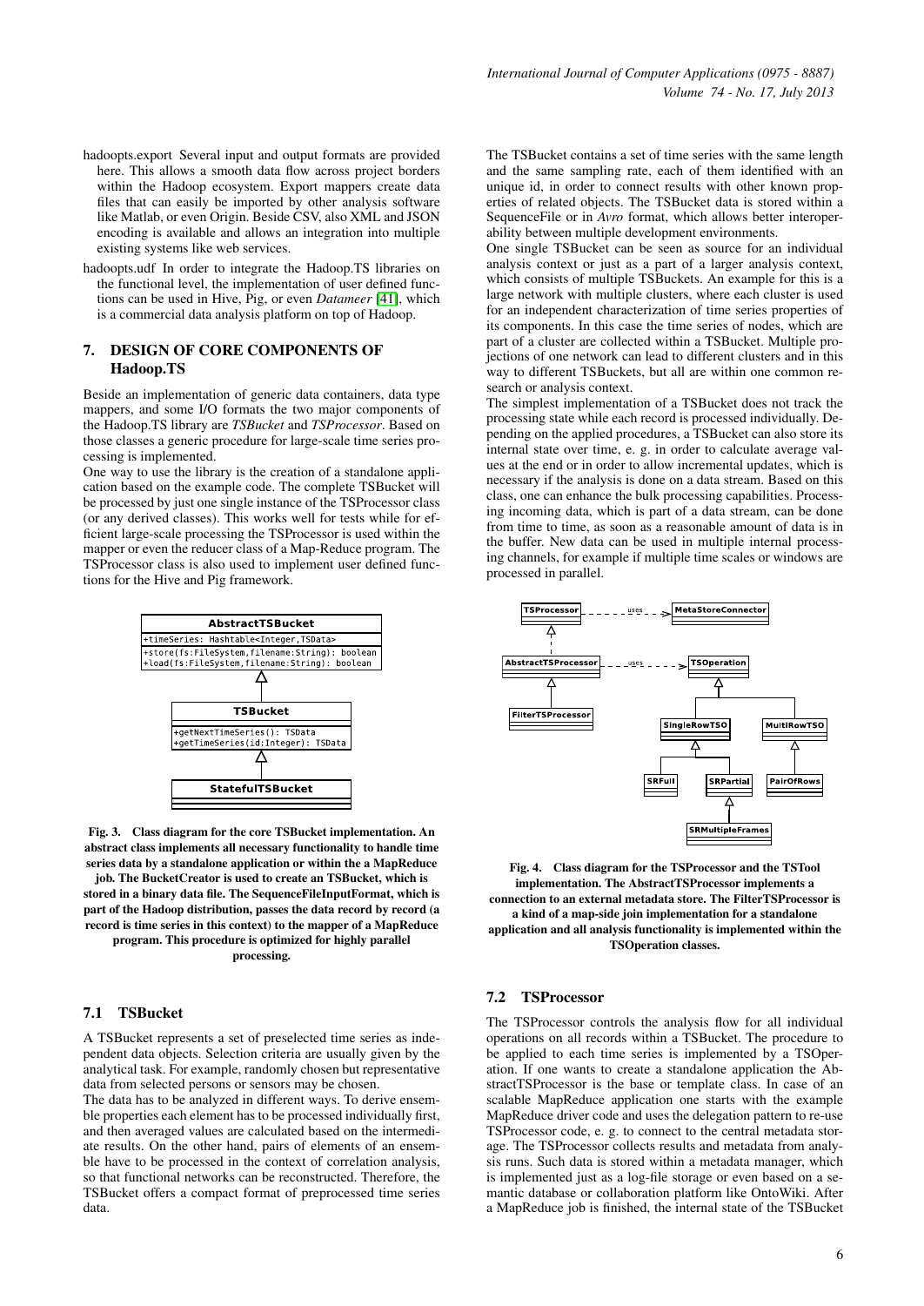hadoopts.export Several input and output formats are provided here. This allows a smooth data flow across project borders within the Hadoop ecosystem. Export mappers create data files that can easily be imported by other analysis software like Matlab, or even Origin. Beside CSV, also XML and JSON encoding is available and allows an integration into multiple existing systems like web services.

hadoopts.udf In order to integrate the Hadoop.TS libraries on the functional level, the implementation of user defined functions can be used in Hive, Pig, or even *Datameer* [41], which is a commercial data analysis platform on top of Hadoop.

## 7. DESIGN OF CORE COMPONENTS OF Hadoop.TS

Beside an implementation of generic data containers, data type mappers, and some I/O formats the two major components of the Hadoop.TS library are *TSBucket* and *TSProcessor*. Based on those classes a generic procedure for large-scale time series processing is implemented.

One way to use the library is the creation of a standalone application based on the example code. The complete TSBucket will be processed by just one single instance of the TSProcessor class (or any derived classes). This works well for tests while for efficient large-scale processing the TSProcessor is used within the mapper or even the reducer class of a Map-Reduce program. The TSProcessor class is also used to implement user defined functions for the Hive and Pig framework.

Fig. 3. Class diagram for the core TSBucket implementation. An abstract class implements all necessary functionality to handle time series data by a standalone application or within the a MapReduce job. The BucketCreator is used to create an TSBucket, which is stored in a binary data file. The SequenceFileInputFormat, which is part of the Hadoop distribution, passes the data record by record (a record is time series in this context) to the mapper of a MapReduce program. This procedure is optimized for highly parallel processing.

### 7.1 TSBucket

A TSBucket represents a set of preselected time series as independent data objects. Selection criteria are usually given by the analytical task. For example, randomly chosen but representative data from selected persons or sensors may be chosen.

The data has to be analyzed in different ways. To derive ensemble properties each element has to be processed individually first, and then averaged values are calculated based on the intermediate results. On the other hand, pairs of elements of an ensemble have to be processed in the context of correlation analysis, so that functional networks can be reconstructed. Therefore, the TSBucket offers a compact format of preprocessed time series data.

The TSBucket contains a set of time series with the same length and the same sampling rate, each of them identified with an unique id, in order to connect results with other known properties of related objects. The TSBucket data is stored within a SequenceFile or in *Avro* format, which allows better interoperability between multiple development environments.

One single TSBucket can be seen as source for an individual analysis context or just as a part of a larger analysis context, which consists of multiple TSBuckets. An example for this is a large network with multiple clusters, where each cluster is used for an independent characterization of time series properties of its components. In this case the time series of nodes, which are part of a cluster are collected within a TSBucket. Multiple projections of one network can lead to different clusters and in this way to different TSBuckets, but all are within one common research or analysis context.

The simplest implementation of a TSBucket does not track the processing state while each record is processed individually. Depending on the applied procedures, a TSBucket can also store its internal state over time, e. g. in order to calculate average values at the end or in order to allow incremental updates, which is necessary if the analysis is done on a data stream. Based on this class, one can enhance the bulk processing capabilities. Processing incoming data, which is part of a data stream, can be done from time to time, as soon as a reasonable amount of data is in the buffer. New data can be used in multiple internal processing channels, for example if multiple time scales or windows are processed in parallel.

Fig. 4. Class diagram for the TSProcessor and the TSTool implementation. The AbstractTSProcessor implements a connection to an external metadata store. The FilterTSProcessor is a kind of a map-side join implementation for a standalone application and all analysis functionality is implemented within the TSOperation classes.

### 7.2 TSProcessor

The TSProcessor controls the analysis flow for all individual operations on all records within a TSBucket. The procedure to be applied to each time series is implemented by a TSOperation. If one wants to create a standalone application the AbstractTSProcessor is the base or template class. In case of an scalable MapReduce application one starts with the example MapReduce driver code and uses the delegation pattern to re-use TSProcessor code, e. g. to connect to the central metadata storage. The TSProcessor collects results and metadata from analysis runs. Such data is stored within a metadata manager, which is implemented just as a log-file storage or even based on a semantic database or collaboration platform like OntoWiki. After a MapReduce job is finished, the internal state of the TSBucket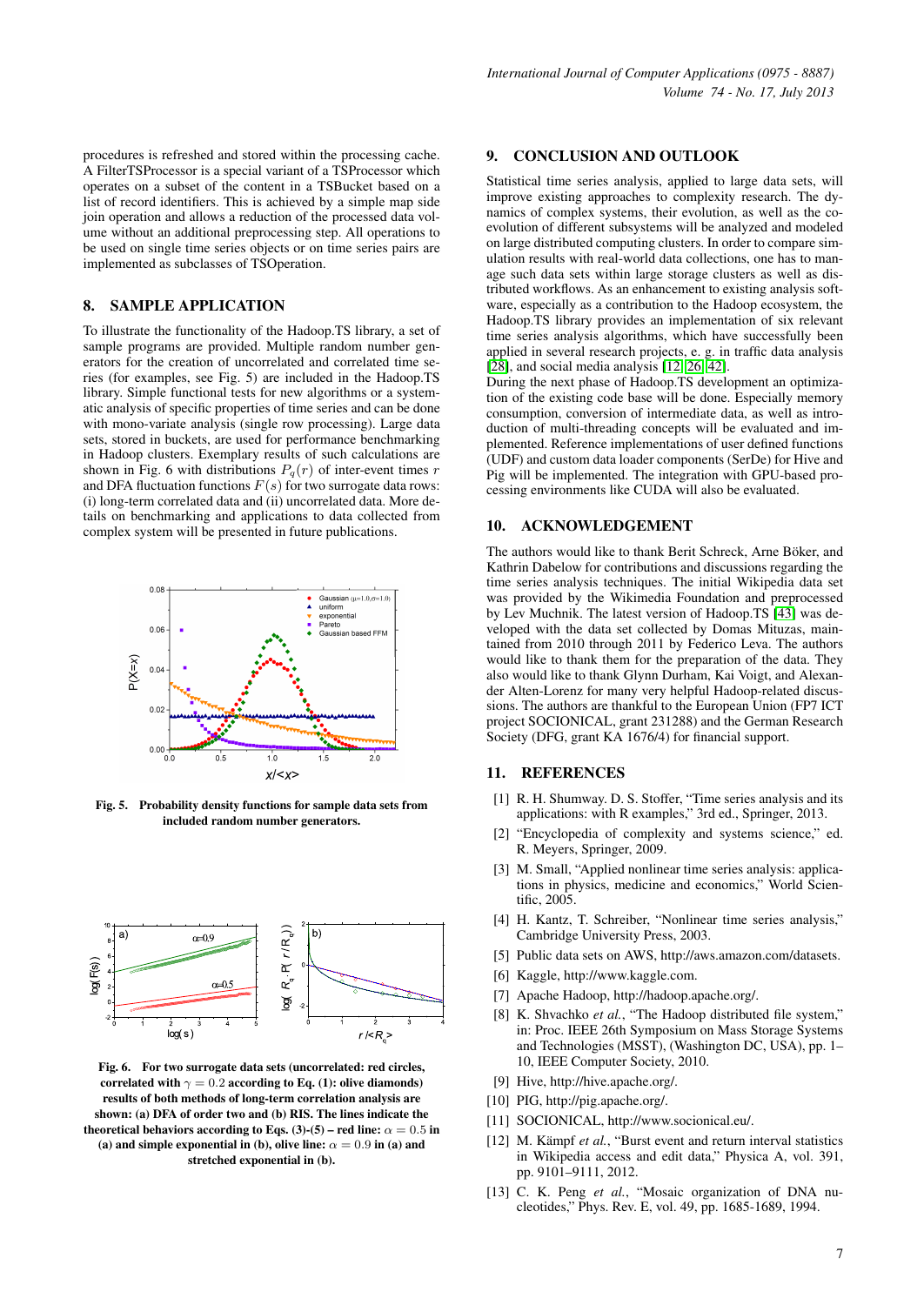procedures is refreshed and stored within the processing cache. A FilterTSProcessor is a special variant of a TSProcessor which operates on a subset of the content in a TSBucket based on a list of record identifiers. This is achieved by a simple map side join operation and allows a reduction of the processed data volume without an additional preprocessing step. All operations to be used on single time series objects or on time series pairs are implemented as subclasses of TSOperation.

## 8. SAMPLE APPLICATION

To illustrate the functionality of the Hadoop.TS library, a set of sample programs are provided. Multiple random number generators for the creation of uncorrelated and correlated time series (for examples, see Fig. 5) are included in the Hadoop.TS library. Simple functional tests for new algorithms or a systematic analysis of specific properties of time series and can be done with mono-variate analysis (single row processing). Large data sets, stored in buckets, are used for performance benchmarking in Hadoop clusters. Exemplary results of such calculations are shown in Fig. 6 with distributions $P_q(r)$ of inter-event times $r$ and DFA fluctuation functions $F(s)$ for two surrogate data rows: (i) long-term correlated data and (ii) uncorrelated data. More details on benchmarking and applications to data collected from complex system will be presented in future publications.

**Fig. 5. Probability density functions for sample data sets from included random number generators.**

**Fig. 6. For two surrogate data sets (uncorrelated: red circles, correlated with $\gamma = 0.2$ according to Eq. (1): olive diamonds) results of both methods of long-term correlation analysis are shown: (a) DFA of order two and (b) RIS. The lines indicate the theoretical behaviors according to Eqs. (3)-(5) – red line: $\alpha = 0.5$ in (a) and simple exponential in (b), olive line: $\alpha = 0.9$ in (a) and stretched exponential in (b).**

## 9. CONCLUSION AND OUTLOOK

Statistical time series analysis, applied to large data sets, will improve existing approaches to complexity research. The dynamics of complex systems, their evolution, as well as the co-evolution of different subsystems will be analyzed and modeled on large distributed computing clusters. In order to compare simulation results with real-world data collections, one has to manage such data sets within large storage clusters as well as distributed workflows. As an enhancement to existing analysis software, especially as a contribution to the Hadoop ecosystem, the Hadoop.TS library provides an implementation of six relevant time series analysis algorithms, which have successfully been applied in several research projects, e. g. in traffic data analysis [28], and social media analysis [12, 26, 42].

During the next phase of Hadoop.TS development an optimization of the existing code base will be done. Especially memory consumption, conversion of intermediate data, as well as introduction of multi-threading concepts will be evaluated and implemented. Reference implementations of user defined functions (UDF) and custom data loader components (SerDe) for Hive and Pig will be implemented. The integration with GPU-based processing environments like CUDA will also be evaluated.

## 10. ACKNOWLEDGEMENT

The authors would like to thank Berit Schreck, Arne Böker, and Kathrin Dabelow for contributions and discussions regarding the time series analysis techniques. The initial Wikipedia data set was provided by the Wikimedia Foundation and preprocessed by Lev Muchnik. The latest version of Hadoop.TS [43] was developed with the data set collected by Domas Mituzas, maintained from 2010 through 2011 by Federico Leva. The authors would like to thank them for the preparation of the data. They also would like to thank Glynn Durham, Kai Voigt, and Alexander Alten-Lorenz for many very helpful Hadoop-related discussions. The authors are thankful to the European Union (FP7 ICT project SOCIONICAL, grant 231288) and the German Research Society (DFG, grant KA 1676/4) for financial support.

## 11. REFERENCES

[1] R. H. Shumway. D. S. Stoffer, "Time series analysis and its applications: with R examples," 3rd ed., Springer, 2013.

[2] "Encyclopedia of complexity and systems science," ed. R. Meyers, Springer, 2009.

[3] M. Small, "Applied nonlinear time series analysis: applications in physics, medicine and economics," World Scientific, 2005.

[4] H. Kantz, T. Schreiber, "Nonlinear time series analysis," Cambridge University Press, 2003.

[5] Public data sets on AWS, http://aws.amazon.com/datasets.

[6] Kaggle, http://www.kaggle.com.

[7] Apache Hadoop, http://hadoop.apache.org/.

[8] K. Shvachko *et al.*, "The Hadoop distributed file system," in: Proc. IEEE 26th Symposium on Mass Storage Systems and Technologies (MSST), (Washington DC, USA), pp. 1–10, IEEE Computer Society, 2010.

[9] Hive, http://hive.apache.org/.

[10] PIG, http://pig.apache.org/.

[11] SOCIONICAL, http://www.socionical.eu/.

[12] M. Kämpf *et al.*, "Burst event and return interval statistics in Wikipedia access and edit data," Physica A, vol. 391, pp. 9101–9111, 2012.

[13] C. K. Peng *et al.*, "Mosaic organization of DNA nucleotides," Phys. Rev. E, vol. 49, pp. 1685-1689, 1994.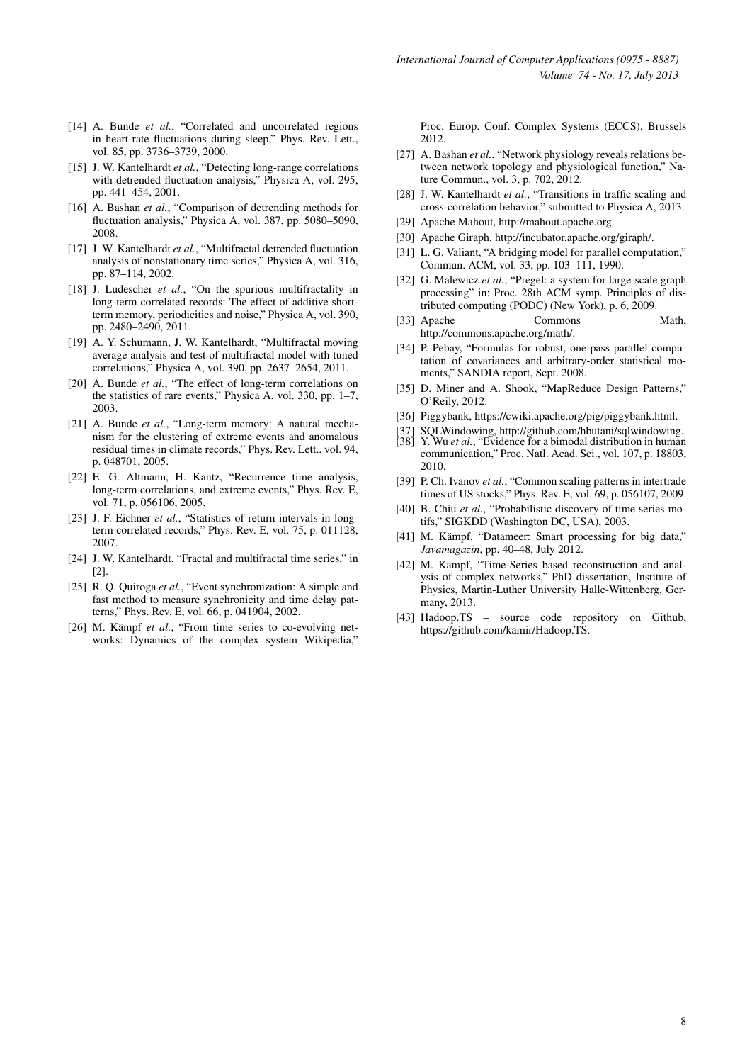[14] A. Bunde *et al.*, "Correlated and uncorrelated regions in heart-rate fluctuations during sleep," Phys. Rev. Lett., vol. 85, pp. 3736–3739, 2000.

[15] J. W. Kantelhardt *et al.*, "Detecting long-range correlations with detrended fluctuation analysis," Physica A, vol. 295, pp. 441–454, 2001.

[16] A. Bashan *et al.*, "Comparison of detrending methods for fluctuation analysis," Physica A, vol. 387, pp. 5080–5090, 2008.

[17] J. W. Kantelhardt *et al.*, "Multifractal detrended fluctuation analysis of nonstationary time series," Physica A, vol. 316, pp. 87–114, 2002.

[18] J. Ludescher *et al.*, "On the spurious multifractality in long-term correlated records: The effect of additive short-term memory, periodicities and noise," Physica A, vol. 390, pp. 2480–2490, 2011.

[19] A. Y. Schumann, J. W. Kantelhardt, "Multifractal moving average analysis and test of multifractal model with tuned correlations," Physica A, vol. 390, pp. 2637–2654, 2011.

[20] A. Bunde *et al.*, "The effect of long-term correlations on the statistics of rare events," Physica A, vol. 330, pp. 1–7, 2003.

[21] A. Bunde *et al.*, "Long-term memory: A natural mechanism for the clustering of extreme events and anomalous residual times in climate records," Phys. Rev. Lett., vol. 94, p. 048701, 2005.

[22] E. G. Altmann, H. Kantz, "Recurrence time analysis, long-term correlations, and extreme events," Phys. Rev. E, vol. 71, p. 056106, 2005.

[23] J. F. Eichner *et al.*, "Statistics of return intervals in long-term correlated records," Phys. Rev. E, vol. 75, p. 011128, 2007.

[24] J. W. Kantelhardt, "Fractal and multifractal time series," in [2].

[25] R. Q. Quiroga *et al.*, "Event synchronization: A simple and fast method to measure synchronicity and time delay patterns," Phys. Rev. E, vol. 66, p. 041904, 2002.

[26] M. Kämpf *et al.*, "From time series to co-evolving networks: Dynamics of the complex system Wikipedia," Proc. Europ. Conf. Complex Systems (ECCS), Brussels 2012.

[27] A. Bashan *et al.*, "Network physiology reveals relations between network topology and physiological function," Nature Commun., vol. 3, p. 702, 2012.

[28] J. W. Kantelhardt *et al.*, "Transitions in traffic scaling and cross-correlation behavior," submitted to Physica A, 2013.

[29] Apache Mahout, http://mahout.apache.org.

[30] Apache Giraph, http://incubator.apache.org/giraph/.

[31] L. G. Valiant, "A bridging model for parallel computation," Commun. ACM, vol. 33, pp. 103–111, 1990.

[32] G. Malewicz *et al.*, "Pregel: a system for large-scale graph processing" in: Proc. 28th ACM symp. Principles of distributed computing (PODC) (New York), p. 6, 2009.

[33] Apache Commons Math, http://commons.apache.org/math/.

[34] P. Pebay, "Formulas for robust, one-pass parallel computation of covariances and arbitrary-order statistical moments," SANDIA report, Sept. 2008.

[35] D. Miner and A. Shook, "MapReduce Design Patterns," O'Reily, 2012.

[36] Piggybank, https://cwiki.apache.org/pig/piggybank.html.

[37] SQLWindowing, http://github.com/hbutani/sqlwindowing.

[38] Y. Wu *et al.*, "Evidence for a bimodal distribution in human communication," Proc. Natl. Acad. Sci., vol. 107, p. 18803, 2010.

[39] P. Ch. Ivanov *et al.*, "Common scaling patterns in intertrade times of US stocks," Phys. Rev. E, vol. 69, p. 056107, 2009.

[40] B. Chiu *et al.*, "Probabilistic discovery of time series motifs," SIGKDD (Washington DC, USA), 2003.

[41] M. Kämpf, "Datameer: Smart processing for big data," *Javamagazin*, pp. 40–48, July 2012.

[42] M. Kämpf, "Time-Series based reconstruction and analysis of complex networks," PhD dissertation, Institute of Physics, Martin-Luther University Halle-Wittenberg, Germany, 2013.

[43] Hadoop.TS – source code repository on Github, https://github.com/kamir/Hadoop.TS.